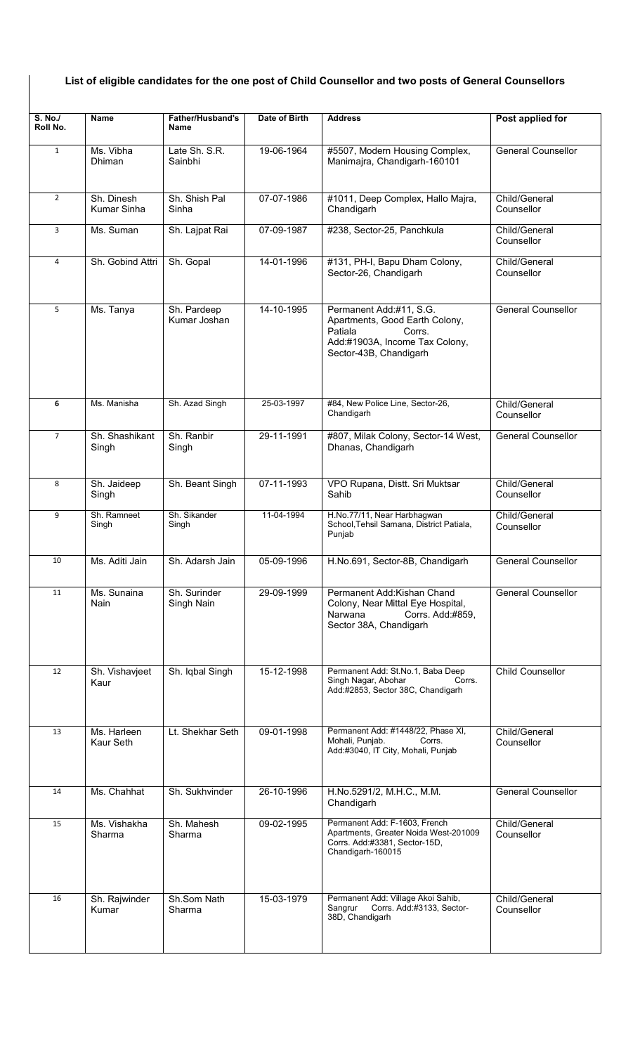**List of eligible candidates for the one post of Child Counsellor and two posts of General Counsellors**

| S. No./ Roll No. | Name | Father/Husband's Name | Date of Birth | Address | Post applied for |
|---|---|---|---|---|---|
| 1 | Ms. Vibha Dhiman | Late Sh. S.R. Sainbhi | 19-06-1964 | #5507, Modern Housing Complex, Manimajra, Chandigarh-160101 | General Counsellor |
| 2 | Sh. Dinesh Kumar Sinha | Sh. Shish Pal Sinha | 07-07-1986 | #1011, Deep Complex, Hallo Majra, Chandigarh | Child/General Counsellor |
| 3 | Ms. Suman | Sh. Lajpat Rai | 07-09-1987 | #238, Sector-25, Panchkula | Child/General Counsellor |
| 4 | Sh. Gobind Attri | Sh. Gopal | 14-01-1996 | #131, PH-I, Bapu Dham Colony, Sector-26, Chandigarh | Child/General Counsellor |
| 5 | Ms. Tanya | Sh. Pardeep Kumar Joshan | 14-10-1995 | Permanent Add:#11, S.G. Apartments, Good Earth Colony, Patiala Corrs. Add:#1903A, Income Tax Colony, Sector-43B, Chandigarh | General Counsellor |
| 6 | Ms. Manisha | Sh. Azad Singh | 25-03-1997 | #84, New Police Line, Sector-26, Chandigarh | Child/General Counsellor |
| 7 | Sh. Shashikant Singh | Sh. Ranbir Singh | 29-11-1991 | #807, Milak Colony, Sector-14 West, Dhanas, Chandigarh | General Counsellor |
| 8 | Sh. Jaideep Singh | Sh. Beant Singh | 07-11-1993 | VPO Rupana, Distt. Sri Muktsar Sahib | Child/General Counsellor |
| 9 | Sh. Ramneet Singh | Sh. Sikander Singh | 11-04-1994 | H.No.77/11, Near Harbhagwan School,Tehsil Samana, District Patiala, Punjab | Child/General Counsellor |
| 10 | Ms. Aditi Jain | Sh. Adarsh Jain | 05-09-1996 | H.No.691, Sector-8B, Chandigarh | General Counsellor |
| 11 | Ms. Sunaina Nain | Sh. Surinder Singh Nain | 29-09-1999 | Permanent Add:Kishan Chand Colony, Near Mittal Eye Hospital, Narwana Corrs. Add:#859, Sector 38A, Chandigarh | General Counsellor |
| 12 | Sh. Vishavjeet Kaur | Sh. Iqbal Singh | 15-12-1998 | Permanent Add: St.No.1, Baba Deep Singh Nagar, Abohar Corrs. Add:#2853, Sector 38C, Chandigarh | Child Counsellor |
| 13 | Ms. Harleen Kaur Seth | Lt. Shekhar Seth | 09-01-1998 | Permanent Add: #1448/22, Phase XI, Mohali, Punjab. Corrs. Add:#3040, IT City, Mohali, Punjab | Child/General Counsellor |
| 14 | Ms. Chahhat | Sh. Sukhvinder | 26-10-1996 | H.No.5291/2, M.H.C., M.M. Chandigarh | General Counsellor |
| 15 | Ms. Vishakha Sharma | Sh. Mahesh Sharma | 09-02-1995 | Permanent Add: F-1603, French Apartments, Greater Noida West-201009 Corrs. Add:#3381, Sector-15D, Chandigarh-160015 | Child/General Counsellor |
| 16 | Sh. Rajwinder Kumar | Sh.Som Nath Sharma | 15-03-1979 | Permanent Add: Village Akoi Sahib, Sangrur Corrs. Add:#3133, Sector-38D, Chandigarh | Child/General Counsellor |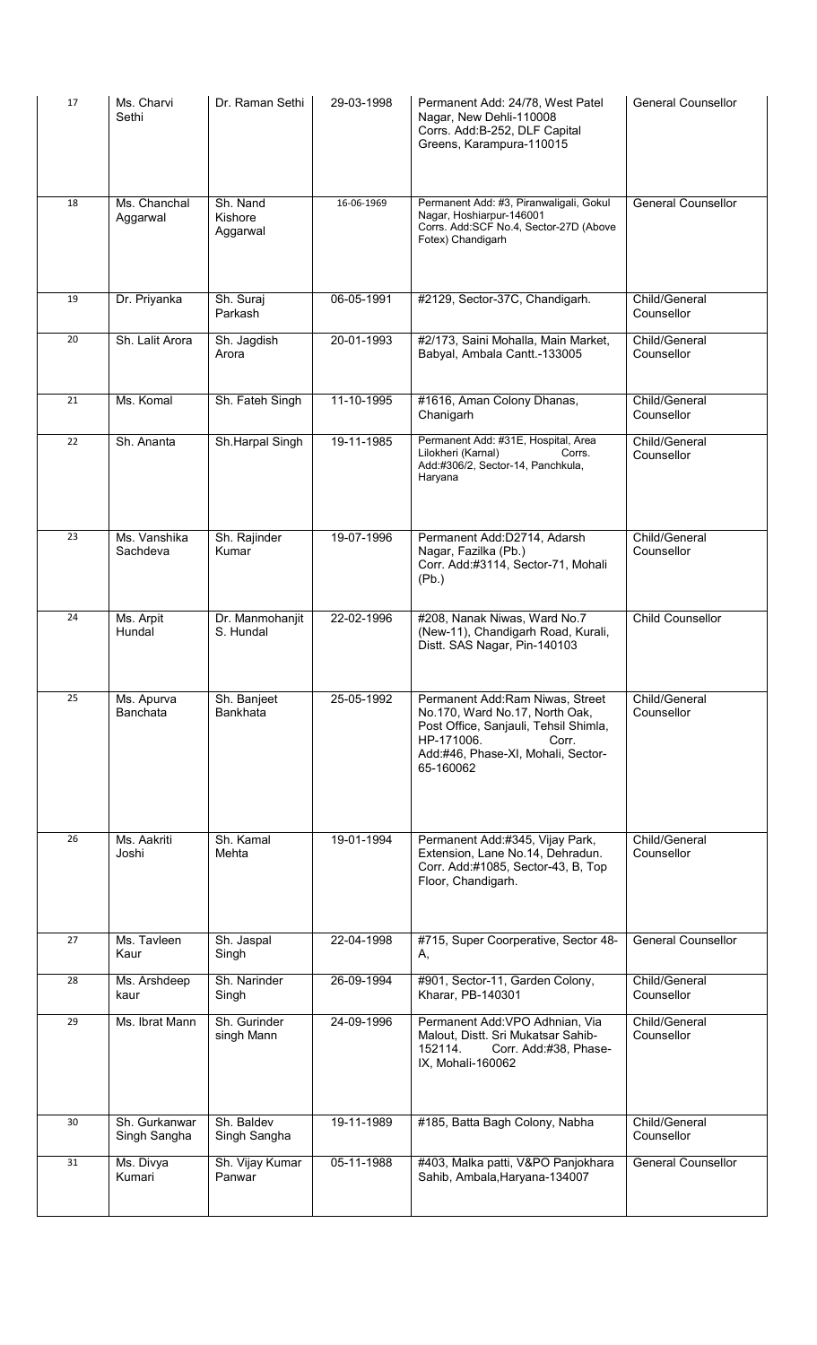| 17 | Ms. Charvi Sethi | Dr. Raman Sethi | 29-03-1998 | Permanent Add: 24/78, West Patel Nagar, New Dehli-110008 Corrs. Add:B-252, DLF Capital Greens, Karampura-110015 | General Counsellor |
|---|---|---|---|---|---|
| 18 | Ms. Chanchal Aggarwal | Sh. Nand Kishore Aggarwal | 16-06-1969 | Permanent Add: #3, Piranwaligali, Gokul Nagar, Hoshiarpur-146001 Corrs. Add:SCF No.4, Sector-27D (Above Fotex) Chandigarh | General Counsellor |
| 19 | Dr. Priyanka | Sh. Suraj Parkash | 06-05-1991 | #2129, Sector-37C, Chandigarh. | Child/General Counsellor |
| 20 | Sh. Lalit Arora | Sh. Jagdish Arora | 20-01-1993 | #2/173, Saini Mohalla, Main Market, Babyal, Ambala Cantt.-133005 | Child/General Counsellor |
| 21 | Ms. Komal | Sh. Fateh Singh | 11-10-1995 | #1616, Aman Colony Dhanas, Chanigarh | Child/General Counsellor |
| 22 | Sh. Ananta | Sh.Harpal Singh | 19-11-1985 | Permanent Add: #31E, Hospital, Area Lilokheri (Karnal) Corrs. Add:#306/2, Sector-14, Panchkula, Haryana | Child/General Counsellor |
| 23 | Ms. Vanshika Sachdeva | Sh. Rajinder Kumar | 19-07-1996 | Permanent Add:D2714, Adarsh Nagar, Fazilka (Pb.) Corr. Add:#3114, Sector-71, Mohali (Pb.) | Child/General Counsellor |
| 24 | Ms. Arpit Hundal | Dr. Manmohanjit S. Hundal | 22-02-1996 | #208, Nanak Niwas, Ward No.7 (New-11), Chandigarh Road, Kurali, Distt. SAS Nagar, Pin-140103 | Child Counsellor |
| 25 | Ms. Apurva Banchata | Sh. Banjeet Bankhata | 25-05-1992 | Permanent Add:Ram Niwas, Street No.170, Ward No.17, North Oak, Post Office, Sanjauli, Tehsil Shimla, HP-171006. Corr. Add:#46, Phase-XI, Mohali, Sector-65-160062 | Child/General Counsellor |
| 26 | Ms. Aakriti Joshi | Sh. Kamal Mehta | 19-01-1994 | Permanent Add:#345, Vijay Park, Extension, Lane No.14, Dehradun. Corr. Add:#1085, Sector-43, B, Top Floor, Chandigarh. | Child/General Counsellor |
| 27 | Ms. Tavleen Kaur | Sh. Jaspal Singh | 22-04-1998 | #715, Super Coorperative, Sector 48-A, | General Counsellor |
| 28 | Ms. Arshdeep kaur | Sh. Narinder Singh | 26-09-1994 | #901, Sector-11, Garden Colony, Kharar, PB-140301 | Child/General Counsellor |
| 29 | Ms. Ibrat Mann | Sh. Gurinder singh Mann | 24-09-1996 | Permanent Add:VPO Adhnian, Via Malout, Distt. Sri Mukatsar Sahib-152114. Corr. Add:#38, Phase-IX, Mohali-160062 | Child/General Counsellor |
| 30 | Sh. Gurkanwar Singh Sangha | Sh. Baldev Singh Sangha | 19-11-1989 | #185, Batta Bagh Colony, Nabha | Child/General Counsellor |
| 31 | Ms. Divya Kumari | Sh. Vijay Kumar Panwar | 05-11-1988 | #403, Malka patti, V&PO Panjokhara Sahib, Ambala,Haryana-134007 | General Counsellor |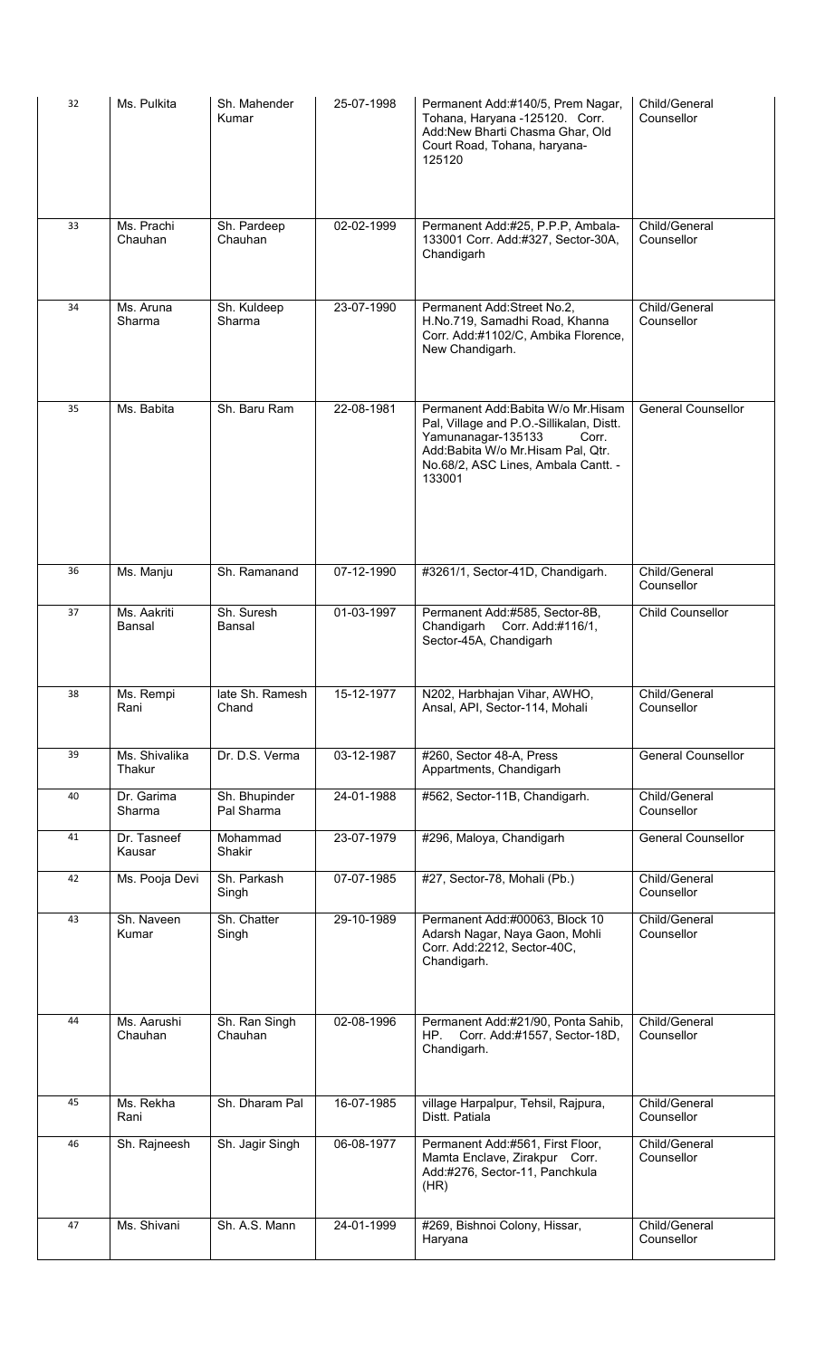| 32 | Ms. Pulkita | Sh. Mahender Kumar | 25-07-1998 | Permanent Add:#140/5, Prem Nagar, Tohana, Haryana -125120. Corr. Add:New Bharti Chasma Ghar, Old Court Road, Tohana, haryana-125120 | Child/General Counsellor |
|---|---|---|---|---|---|
| 33 | Ms. Prachi Chauhan | Sh. Pardeep Chauhan | 02-02-1999 | Permanent Add:#25, P.P.P, Ambala-133001 Corr. Add:#327, Sector-30A, Chandigarh | Child/General Counsellor |
| 34 | Ms. Aruna Sharma | Sh. Kuldeep Sharma | 23-07-1990 | Permanent Add:Street No.2, H.No.719, Samadhi Road, Khanna Corr. Add:#1102/C, Ambika Florence, New Chandigarh. | Child/General Counsellor |
| 35 | Ms. Babita | Sh. Baru Ram | 22-08-1981 | Permanent Add:Babita W/o Mr.Hisam Pal, Village and P.O.-Sillikalan, Distt. Yamunanagar-135133 Corr. Add:Babita W/o Mr.Hisam Pal, Qtr. No.68/2, ASC Lines, Ambala Cantt. - 133001 | General Counsellor |
| 36 | Ms. Manju | Sh. Ramanand | 07-12-1990 | #3261/1, Sector-41D, Chandigarh. | Child/General Counsellor |
| 37 | Ms. Aakriti Bansal | Sh. Suresh Bansal | 01-03-1997 | Permanent Add:#585, Sector-8B, Chandigarh Corr. Add:#116/1, Sector-45A, Chandigarh | Child Counsellor |
| 38 | Ms. Rempi Rani | late Sh. Ramesh Chand | 15-12-1977 | N202, Harbhajan Vihar, AWHO, Ansal, API, Sector-114, Mohali | Child/General Counsellor |
| 39 | Ms. Shivalika Thakur | Dr. D.S. Verma | 03-12-1987 | #260, Sector 48-A, Press Appartments, Chandigarh | General Counsellor |
| 40 | Dr. Garima Sharma | Sh. Bhupinder Pal Sharma | 24-01-1988 | #562, Sector-11B, Chandigarh. | Child/General Counsellor |
| 41 | Dr. Tasneef Kausar | Mohammad Shakir | 23-07-1979 | #296, Maloya, Chandigarh | General Counsellor |
| 42 | Ms. Pooja Devi | Sh. Parkash Singh | 07-07-1985 | #27, Sector-78, Mohali (Pb.) | Child/General Counsellor |
| 43 | Sh. Naveen Kumar | Sh. Chatter Singh | 29-10-1989 | Permanent Add:#00063, Block 10 Adarsh Nagar, Naya Gaon, Mohli Corr. Add:2212, Sector-40C, Chandigarh. | Child/General Counsellor |
| 44 | Ms. Aarushi Chauhan | Sh. Ran Singh Chauhan | 02-08-1996 | Permanent Add:#21/90, Ponta Sahib, HP. Corr. Add:#1557, Sector-18D, Chandigarh. | Child/General Counsellor |
| 45 | Ms. Rekha Rani | Sh. Dharam Pal | 16-07-1985 | village Harpalpur, Tehsil, Rajpura, Distt. Patiala | Child/General Counsellor |
| 46 | Sh. Rajneesh | Sh. Jagir Singh | 06-08-1977 | Permanent Add:#561, First Floor, Mamta Enclave, Zirakpur Corr. Add:#276, Sector-11, Panchkula (HR) | Child/General Counsellor |
| 47 | Ms. Shivani | Sh. A.S. Mann | 24-01-1999 | #269, Bishnoi Colony, Hissar, Haryana | Child/General Counsellor |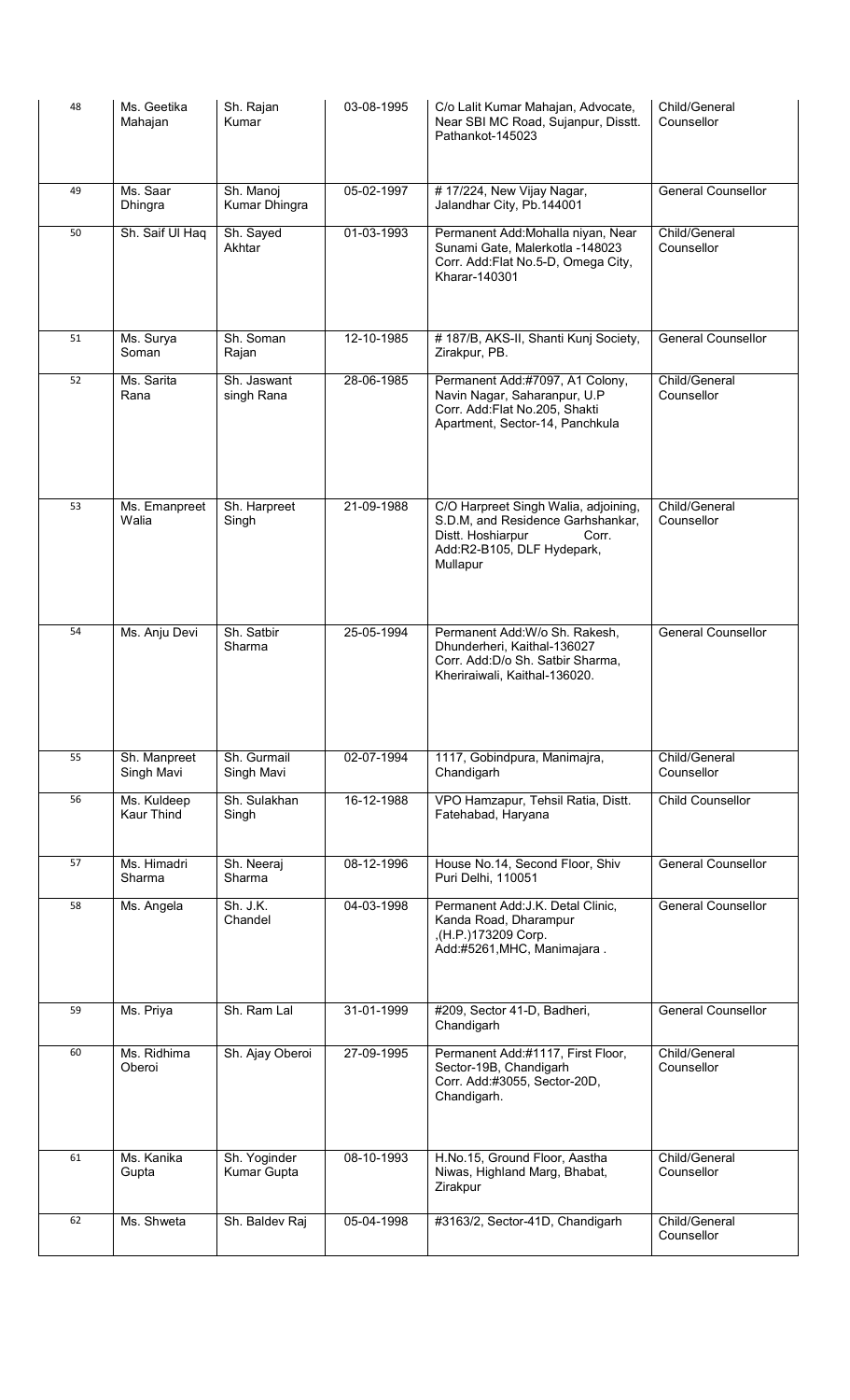| 48 | Ms. Geetika Mahajan | Sh. Rajan Kumar | 03-08-1995 | C/o Lalit Kumar Mahajan, Advocate, Near SBI MC Road, Sujanpur, Disstt. Pathankot-145023 | Child/General Counsellor |
|---|---|---|---|---|---|
| 49 | Ms. Saar Dhingra | Sh. Manoj Kumar Dhingra | 05-02-1997 | # 17/224, New Vijay Nagar, Jalandhar City, Pb.144001 | General Counsellor |
| 50 | Sh. Saif Ul Haq | Sh. Sayed Akhtar | 01-03-1993 | Permanent Add:Mohalla niyan, Near Sunami Gate, Malerkotla -148023 Corr. Add:Flat No.5-D, Omega City, Kharar-140301 | Child/General Counsellor |
| 51 | Ms. Surya Soman | Sh. Soman Rajan | 12-10-1985 | # 187/B, AKS-II, Shanti Kunj Society, Zirakpur, PB. | General Counsellor |
| 52 | Ms. Sarita Rana | Sh. Jaswant singh Rana | 28-06-1985 | Permanent Add:#7097, A1 Colony, Navin Nagar, Saharanpur, U.P Corr. Add:Flat No.205, Shakti Apartment, Sector-14, Panchkula | Child/General Counsellor |
| 53 | Ms. Emanpreet Walia | Sh. Harpreet Singh | 21-09-1988 | C/O Harpreet Singh Walia, adjoining, S.D.M, and Residence Garhshankar, Distt. Hoshiarpur Corr. Add:R2-B105, DLF Hydepark, Mullapur | Child/General Counsellor |
| 54 | Ms. Anju Devi | Sh. Satbir Sharma | 25-05-1994 | Permanent Add:W/o Sh. Rakesh, Dhunderheri, Kaithal-136027 Corr. Add:D/o Sh. Satbir Sharma, Kheriraiwali, Kaithal-136020. | General Counsellor |
| 55 | Sh. Manpreet Singh Mavi | Sh. Gurmail Singh Mavi | 02-07-1994 | 1117, Gobindpura, Manimajra, Chandigarh | Child/General Counsellor |
| 56 | Ms. Kuldeep Kaur Thind | Sh. Sulakhan Singh | 16-12-1988 | VPO Hamzapur, Tehsil Ratia, Distt. Fatehabad, Haryana | Child Counsellor |
| 57 | Ms. Himadri Sharma | Sh. Neeraj Sharma | 08-12-1996 | House No.14, Second Floor, Shiv Puri Delhi, 110051 | General Counsellor |
| 58 | Ms. Angela | Sh. J.K. Chandel | 04-03-1998 | Permanent Add:J.K. Detal Clinic, Kanda Road, Dharampur ,(H.P.)173209 Corp. Add:#5261,MHC, Manimajara . | General Counsellor |
| 59 | Ms. Priya | Sh. Ram Lal | 31-01-1999 | #209, Sector 41-D, Badheri, Chandigarh | General Counsellor |
| 60 | Ms. Ridhima Oberoi | Sh. Ajay Oberoi | 27-09-1995 | Permanent Add:#1117, First Floor, Sector-19B, Chandigarh Corr. Add:#3055, Sector-20D, Chandigarh. | Child/General Counsellor |
| 61 | Ms. Kanika Gupta | Sh. Yoginder Kumar Gupta | 08-10-1993 | H.No.15, Ground Floor, Aastha Niwas, Highland Marg, Bhabat, Zirakpur | Child/General Counsellor |
| 62 | Ms. Shweta | Sh. Baldev Raj | 05-04-1998 | #3163/2, Sector-41D, Chandigarh | Child/General Counsellor |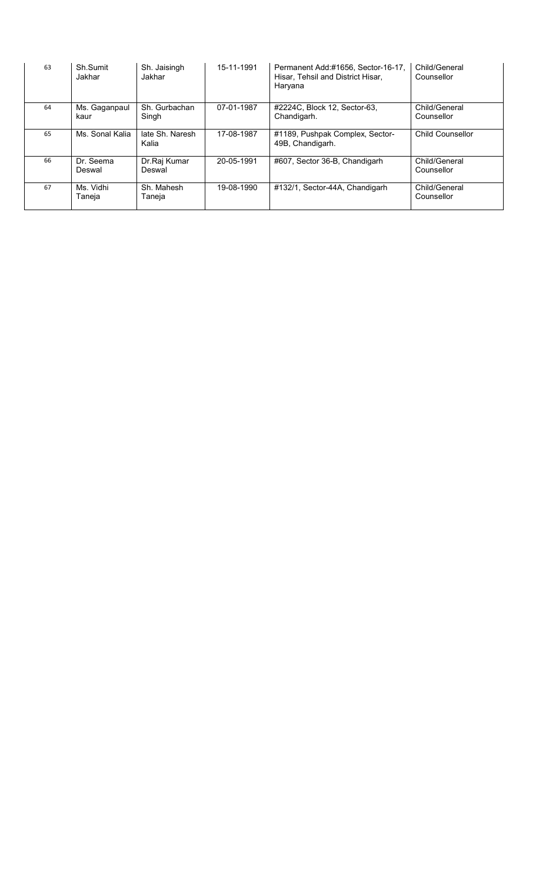| | | | | | |
|---|---|---|---|---|---|
| 63 | Sh.Sumit Jakhar | Sh. Jaisingh Jakhar | 15-11-1991 | Permanent Add:#1656, Sector-16-17, Hisar, Tehsil and District Hisar, Haryana | Child/General Counsellor |
| 64 | Ms. Gaganpaul kaur | Sh. Gurbachan Singh | 07-01-1987 | #2224C, Block 12, Sector-63, Chandigarh. | Child/General Counsellor |
| 65 | Ms. Sonal Kalia | late Sh. Naresh Kalia | 17-08-1987 | #1189, Pushpak Complex, Sector-49B, Chandigarh. | Child Counsellor |
| 66 | Dr. Seema Deswal | Dr.Raj Kumar Deswal | 20-05-1991 | #607, Sector 36-B, Chandigarh | Child/General Counsellor |
| 67 | Ms. Vidhi Taneja | Sh. Mahesh Taneja | 19-08-1990 | #132/1, Sector-44A, Chandigarh | Child/General Counsellor |